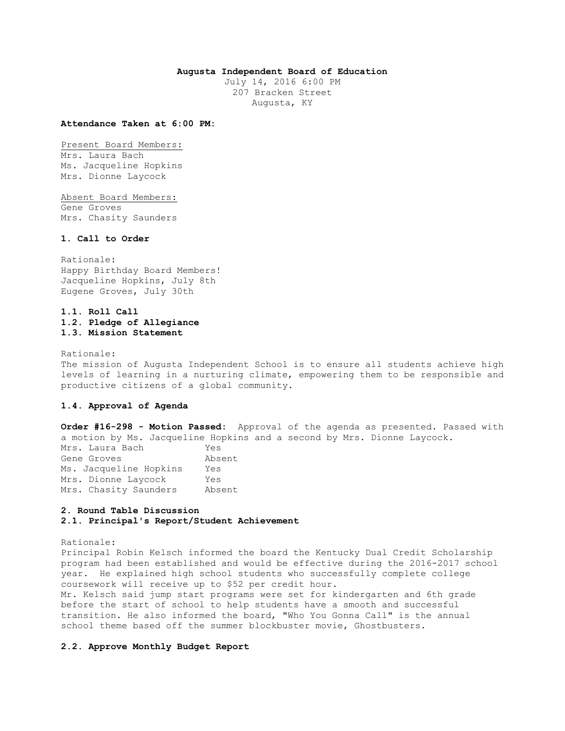**Augusta Independent Board of Education**

July 14, 2016 6:00 PM
207 Bracken Street
Augusta, KY

**Attendance Taken at 6:00 PM:**

Present Board Members:
Mrs. Laura Bach
Ms. Jacqueline Hopkins
Mrs. Dionne Laycock

Absent Board Members:
Gene Groves
Mrs. Chasity Saunders

### 1. Call to Order

Rationale:
Happy Birthday Board Members!
Jacqueline Hopkins, July 8th
Eugene Groves, July 30th

**1.1. Roll Call**
**1.2. Pledge of Allegiance**
**1.3. Mission Statement**

Rationale:
The mission of Augusta Independent School is to ensure all students achieve high levels of learning in a nurturing climate, empowering them to be responsible and productive citizens of a global community.

**1.4. Approval of Agenda**

**Order #16-298 - Motion Passed:** Approval of the agenda as presented. Passed with a motion by Ms. Jacqueline Hopkins and a second by Mrs. Dionne Laycock.

| | |
|---|---|
| Mrs. Laura Bach | Yes |
| Gene Groves | Absent |
| Ms. Jacqueline Hopkins | Yes |
| Mrs. Dionne Laycock | Yes |
| Mrs. Chasity Saunders | Absent |

### 2. Round Table Discussion

**2.1. Principal's Report/Student Achievement**

Rationale:
Principal Robin Kelsch informed the board the Kentucky Dual Credit Scholarship program had been established and would be effective during the 2016-2017 school year. He explained high school students who successfully complete college coursework will receive up to $52 per credit hour.
Mr. Kelsch said jump start programs were set for kindergarten and 6th grade before the start of school to help students have a smooth and successful transition. He also informed the board, "Who You Gonna Call" is the annual school theme based off the summer blockbuster movie, Ghostbusters.

**2.2. Approve Monthly Budget Report**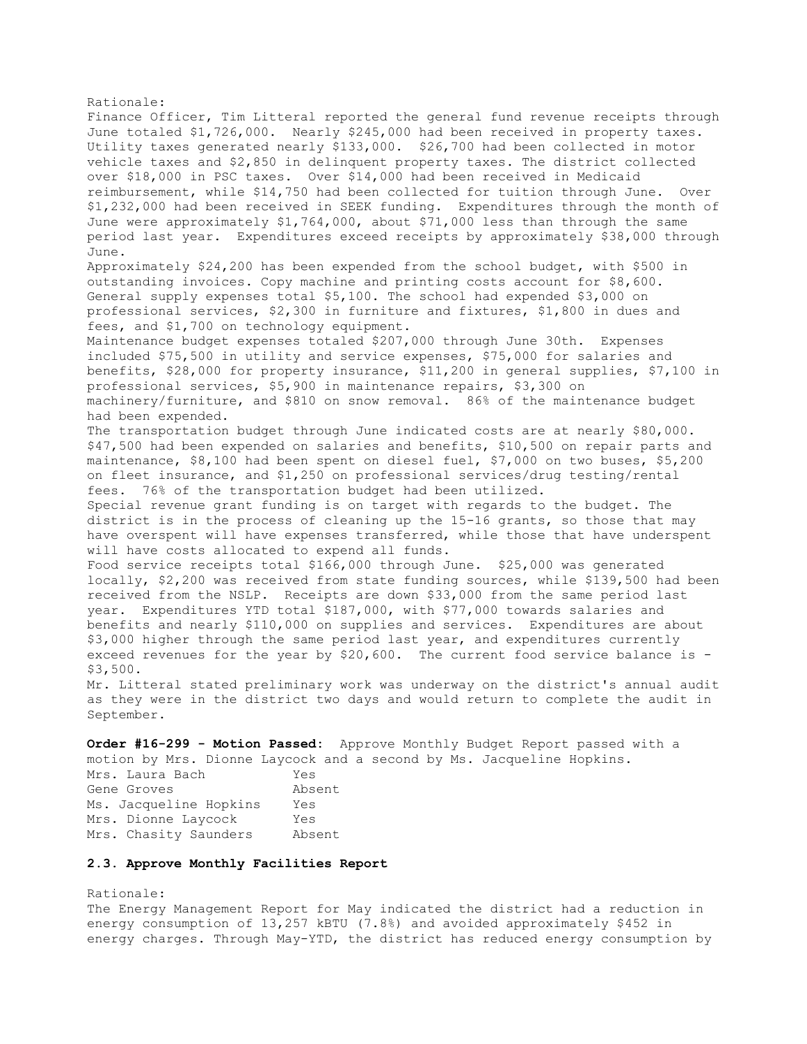Rationale:

Finance Officer, Tim Litteral reported the general fund revenue receipts through June totaled $1,726,000. Nearly $245,000 had been received in property taxes. Utility taxes generated nearly $133,000. $26,700 had been collected in motor vehicle taxes and $2,850 in delinquent property taxes. The district collected over $18,000 in PSC taxes. Over $14,000 had been received in Medicaid reimbursement, while $14,750 had been collected for tuition through June. Over $1,232,000 had been received in SEEK funding. Expenditures through the month of June were approximately $1,764,000, about $71,000 less than through the same period last year. Expenditures exceed receipts by approximately $38,000 through June.

Approximately $24,200 has been expended from the school budget, with $500 in outstanding invoices. Copy machine and printing costs account for $8,600. General supply expenses total $5,100. The school had expended $3,000 on professional services, $2,300 in furniture and fixtures, $1,800 in dues and fees, and $1,700 on technology equipment.

Maintenance budget expenses totaled $207,000 through June 30th. Expenses included $75,500 in utility and service expenses, $75,000 for salaries and benefits, $28,000 for property insurance, $11,200 in general supplies, $7,100 in professional services, $5,900 in maintenance repairs, $3,300 on machinery/furniture, and $810 on snow removal. 86% of the maintenance budget had been expended.

The transportation budget through June indicated costs are at nearly $80,000. $47,500 had been expended on salaries and benefits, $10,500 on repair parts and maintenance, $8,100 had been spent on diesel fuel, $7,000 on two buses, $5,200 on fleet insurance, and $1,250 on professional services/drug testing/rental fees. 76% of the transportation budget had been utilized.

Special revenue grant funding is on target with regards to the budget. The district is in the process of cleaning up the 15-16 grants, so those that may have overspent will have expenses transferred, while those that have underspent will have costs allocated to expend all funds.

Food service receipts total $166,000 through June. $25,000 was generated locally, $2,200 was received from state funding sources, while $139,500 had been received from the NSLP. Receipts are down $33,000 from the same period last year. Expenditures YTD total $187,000, with $77,000 towards salaries and benefits and nearly $110,000 on supplies and services. Expenditures are about $3,000 higher through the same period last year, and expenditures currently exceed revenues for the year by $20,600. The current food service balance is -$3,500.

Mr. Litteral stated preliminary work was underway on the district's annual audit as they were in the district two days and would return to complete the audit in September.

**Order #16-299 - Motion Passed:** Approve Monthly Budget Report passed with a motion by Mrs. Dionne Laycock and a second by Ms. Jacqueline Hopkins.

| | |
|---|---|
| Mrs. Laura Bach | Yes |
| Gene Groves | Absent |
| Ms. Jacqueline Hopkins | Yes |
| Mrs. Dionne Laycock | Yes |
| Mrs. Chasity Saunders | Absent |

### 2.3. Approve Monthly Facilities Report

Rationale:

The Energy Management Report for May indicated the district had a reduction in energy consumption of 13,257 kBTU (7.8%) and avoided approximately $452 in energy charges. Through May-YTD, the district has reduced energy consumption by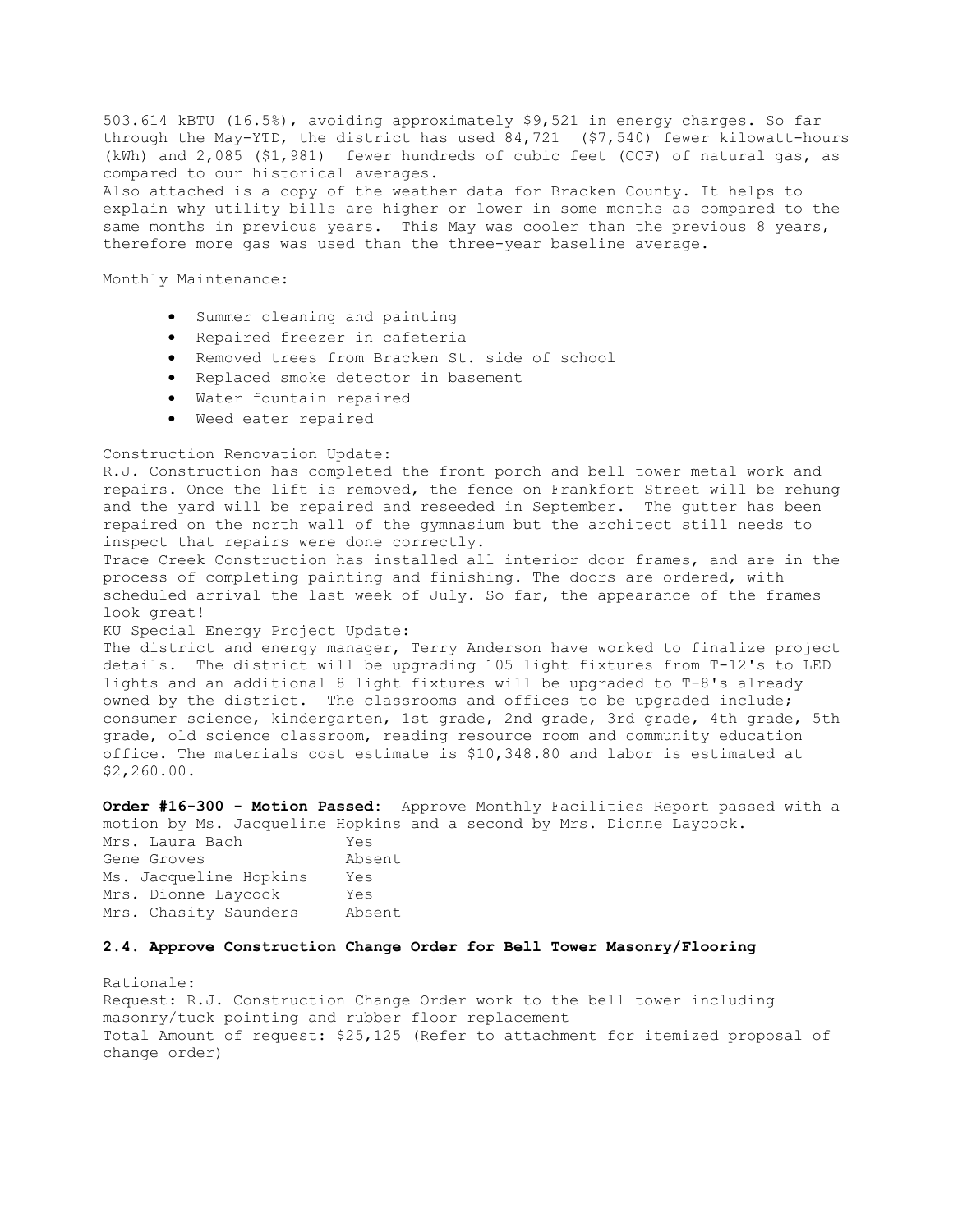503.614 kBTU (16.5%), avoiding approximately $9,521 in energy charges. So far through the May-YTD, the district has used 84,721 ($7,540) fewer kilowatt-hours (kWh) and 2,085 ($1,981) fewer hundreds of cubic feet (CCF) of natural gas, as compared to our historical averages.

Also attached is a copy of the weather data for Bracken County. It helps to explain why utility bills are higher or lower in some months as compared to the same months in previous years. This May was cooler than the previous 8 years, therefore more gas was used than the three-year baseline average.

Monthly Maintenance:

- Summer cleaning and painting
- Repaired freezer in cafeteria
- Removed trees from Bracken St. side of school
- Replaced smoke detector in basement
- Water fountain repaired
- Weed eater repaired

Construction Renovation Update:

R.J. Construction has completed the front porch and bell tower metal work and repairs. Once the lift is removed, the fence on Frankfort Street will be rehung and the yard will be repaired and reseeded in September. The gutter has been repaired on the north wall of the gymnasium but the architect still needs to inspect that repairs were done correctly.

Trace Creek Construction has installed all interior door frames, and are in the process of completing painting and finishing. The doors are ordered, with scheduled arrival the last week of July. So far, the appearance of the frames look great!

KU Special Energy Project Update:

The district and energy manager, Terry Anderson have worked to finalize project details. The district will be upgrading 105 light fixtures from T-12's to LED lights and an additional 8 light fixtures will be upgraded to T-8's already owned by the district. The classrooms and offices to be upgraded include; consumer science, kindergarten, 1st grade, 2nd grade, 3rd grade, 4th grade, 5th grade, old science classroom, reading resource room and community education office. The materials cost estimate is $10,348.80 and labor is estimated at $2,260.00.

**Order #16-300 - Motion Passed:** Approve Monthly Facilities Report passed with a motion by Ms. Jacqueline Hopkins and a second by Mrs. Dionne Laycock.

| | |
|---|---|
| Mrs. Laura Bach | Yes |
| Gene Groves | Absent |
| Ms. Jacqueline Hopkins | Yes |
| Mrs. Dionne Laycock | Yes |
| Mrs. Chasity Saunders | Absent |

### 2.4. Approve Construction Change Order for Bell Tower Masonry/Flooring

Rationale:

Request: R.J. Construction Change Order work to the bell tower including masonry/tuck pointing and rubber floor replacement

Total Amount of request: $25,125 (Refer to attachment for itemized proposal of change order)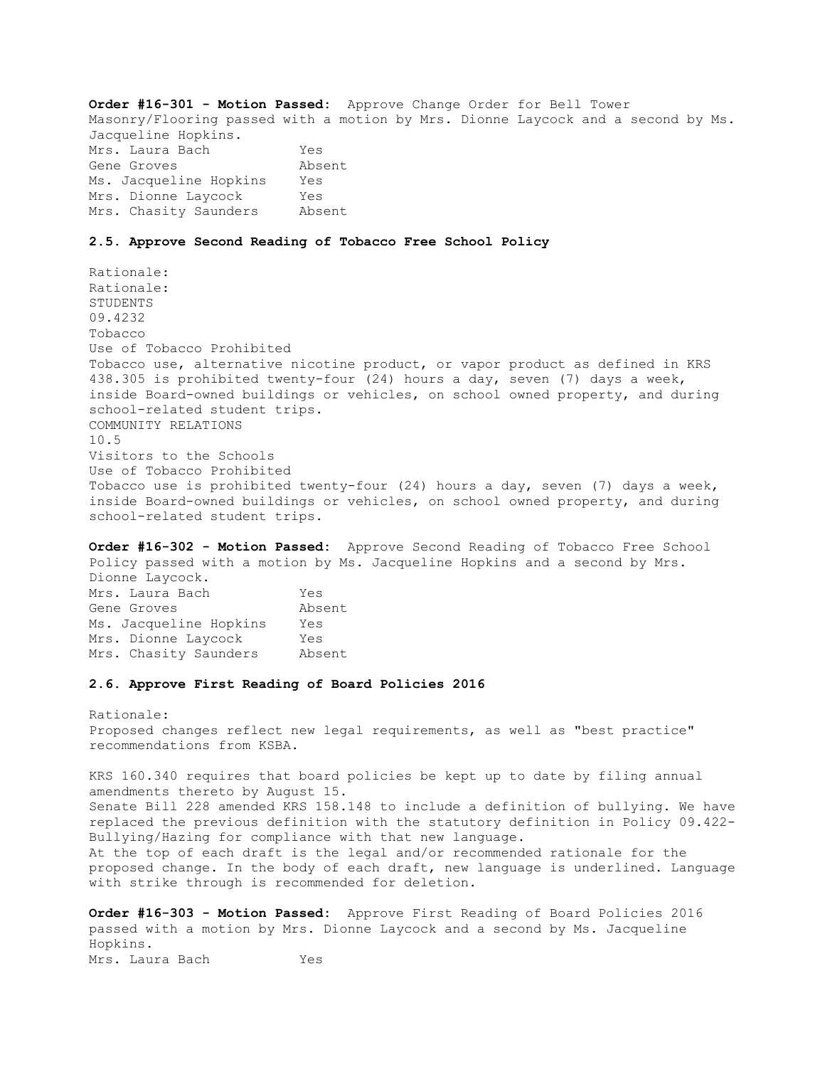**Order #16-301 - Motion Passed:** Approve Change Order for Bell Tower Masonry/Flooring passed with a motion by Mrs. Dionne Laycock and a second by Ms. Jacqueline Hopkins.

| | |
|---|---|
| Mrs. Laura Bach | Yes |
| Gene Groves | Absent |
| Ms. Jacqueline Hopkins | Yes |
| Mrs. Dionne Laycock | Yes |
| Mrs. Chasity Saunders | Absent |

**2.5. Approve Second Reading of Tobacco Free School Policy**

Rationale:
Rationale:
STUDENTS
09.4232
Tobacco
Use of Tobacco Prohibited
Tobacco use, alternative nicotine product, or vapor product as defined in KRS 438.305 is prohibited twenty-four (24) hours a day, seven (7) days a week, inside Board-owned buildings or vehicles, on school owned property, and during school-related student trips.
COMMUNITY RELATIONS
10.5
Visitors to the Schools
Use of Tobacco Prohibited
Tobacco use is prohibited twenty-four (24) hours a day, seven (7) days a week, inside Board-owned buildings or vehicles, on school owned property, and during school-related student trips.

**Order #16-302 - Motion Passed:** Approve Second Reading of Tobacco Free School Policy passed with a motion by Ms. Jacqueline Hopkins and a second by Mrs. Dionne Laycock.

| | |
|---|---|
| Mrs. Laura Bach | Yes |
| Gene Groves | Absent |
| Ms. Jacqueline Hopkins | Yes |
| Mrs. Dionne Laycock | Yes |
| Mrs. Chasity Saunders | Absent |

**2.6. Approve First Reading of Board Policies 2016**

Rationale:
Proposed changes reflect new legal requirements, as well as "best practice" recommendations from KSBA.

KRS 160.340 requires that board policies be kept up to date by filing annual amendments thereto by August 15.
Senate Bill 228 amended KRS 158.148 to include a definition of bullying. We have replaced the previous definition with the statutory definition in Policy 09.422-Bullying/Hazing for compliance with that new language.
At the top of each draft is the legal and/or recommended rationale for the proposed change. In the body of each draft, new language is underlined. Language with strike through is recommended for deletion.

**Order #16-303 - Motion Passed:** Approve First Reading of Board Policies 2016 passed with a motion by Mrs. Dionne Laycock and a second by Ms. Jacqueline Hopkins.

| | |
|---|---|
| Mrs. Laura Bach | Yes |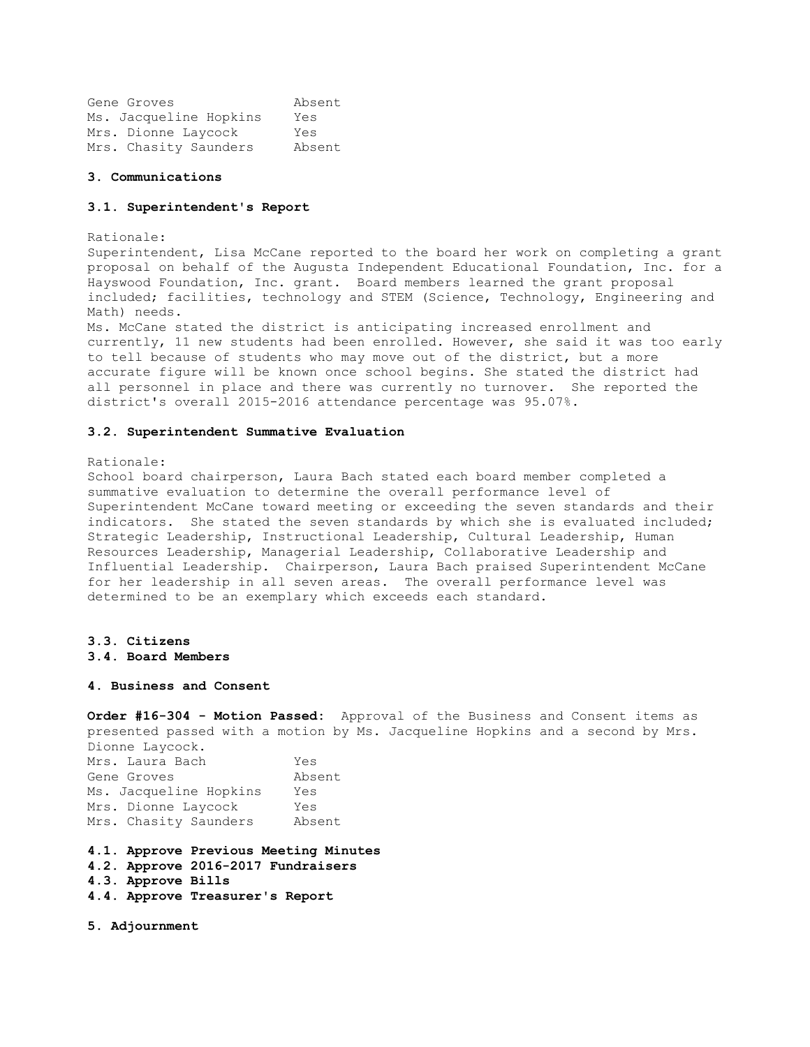| | |
|---|---|
| Gene Groves | Absent |
| Ms. Jacqueline Hopkins | Yes |
| Mrs. Dionne Laycock | Yes |
| Mrs. Chasity Saunders | Absent |

**3. Communications**

**3.1. Superintendent's Report**

Rationale:
Superintendent, Lisa McCane reported to the board her work on completing a grant proposal on behalf of the Augusta Independent Educational Foundation, Inc. for a Hayswood Foundation, Inc. grant. Board members learned the grant proposal included; facilities, technology and STEM (Science, Technology, Engineering and Math) needs.
Ms. McCane stated the district is anticipating increased enrollment and currently, 11 new students had been enrolled. However, she said it was too early to tell because of students who may move out of the district, but a more accurate figure will be known once school begins. She stated the district had all personnel in place and there was currently no turnover. She reported the district's overall 2015-2016 attendance percentage was 95.07%.

**3.2. Superintendent Summative Evaluation**

Rationale:
School board chairperson, Laura Bach stated each board member completed a summative evaluation to determine the overall performance level of Superintendent McCane toward meeting or exceeding the seven standards and their indicators. She stated the seven standards by which she is evaluated included; Strategic Leadership, Instructional Leadership, Cultural Leadership, Human Resources Leadership, Managerial Leadership, Collaborative Leadership and Influential Leadership. Chairperson, Laura Bach praised Superintendent McCane for her leadership in all seven areas. The overall performance level was determined to be an exemplary which exceeds each standard.

**3.3. Citizens**

**3.4. Board Members**

**4. Business and Consent**

**Order #16-304 - Motion Passed:** Approval of the Business and Consent items as presented passed with a motion by Ms. Jacqueline Hopkins and a second by Mrs. Dionne Laycock.

| | |
|---|---|
| Mrs. Laura Bach | Yes |
| Gene Groves | Absent |
| Ms. Jacqueline Hopkins | Yes |
| Mrs. Dionne Laycock | Yes |
| Mrs. Chasity Saunders | Absent |

**4.1. Approve Previous Meeting Minutes**

**4.2. Approve 2016-2017 Fundraisers**

**4.3. Approve Bills**

**4.4. Approve Treasurer's Report**

**5. Adjournment**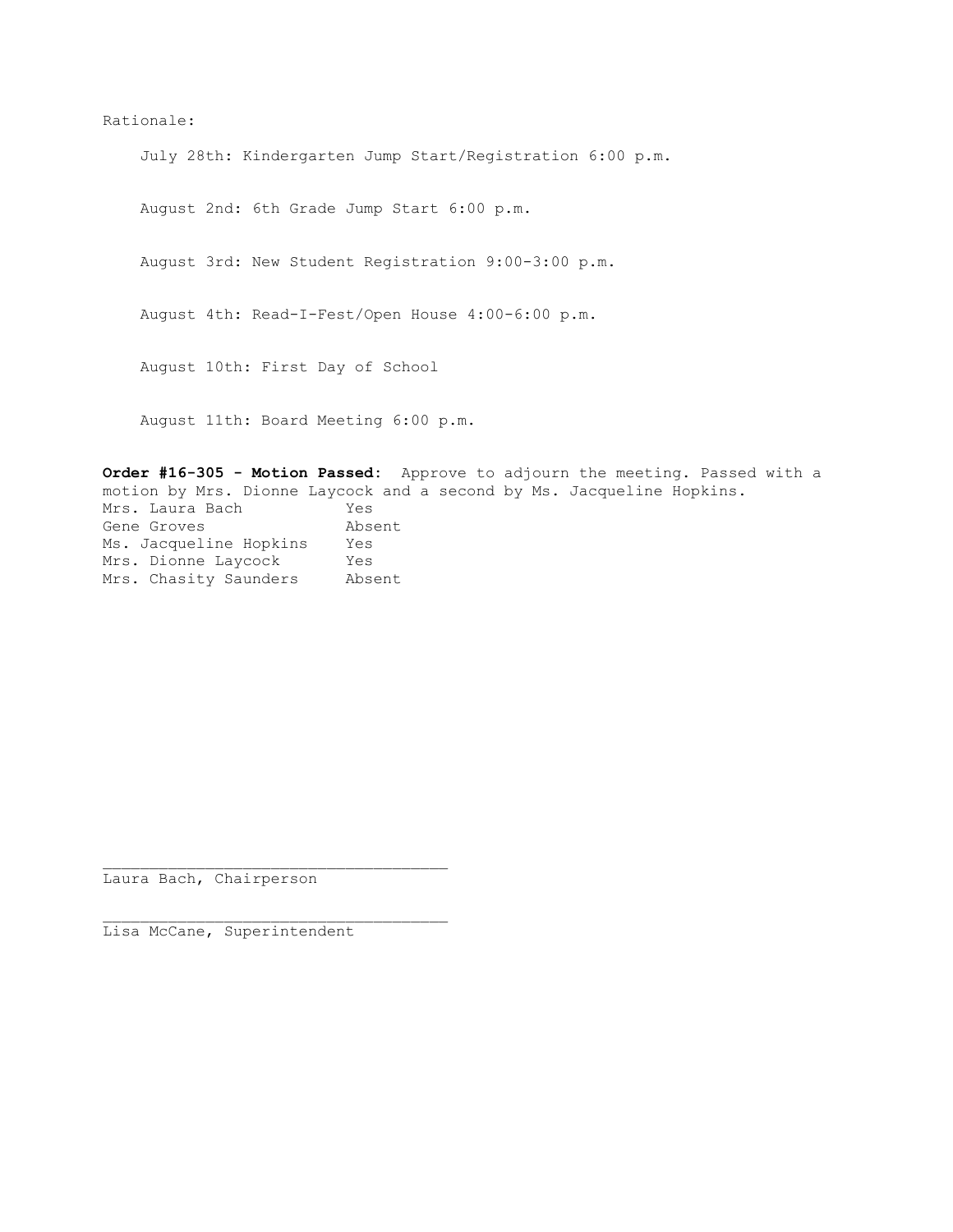Rationale:

July 28th: Kindergarten Jump Start/Registration 6:00 p.m.

August 2nd: 6th Grade Jump Start 6:00 p.m.

August 3rd: New Student Registration 9:00-3:00 p.m.

August 4th: Read-I-Fest/Open House 4:00-6:00 p.m.

August 10th: First Day of School

August 11th: Board Meeting 6:00 p.m.

**Order #16-305 - Motion Passed:** Approve to adjourn the meeting. Passed with a motion by Mrs. Dionne Laycock and a second by Ms. Jacqueline Hopkins.

| | |
|---|---|
| Mrs. Laura Bach | Yes |
| Gene Groves | Absent |
| Ms. Jacqueline Hopkins | Yes |
| Mrs. Dionne Laycock | Yes |
| Mrs. Chasity Saunders | Absent |

_____________________________________
Laura Bach, Chairperson

_____________________________________
Lisa McCane, Superintendent